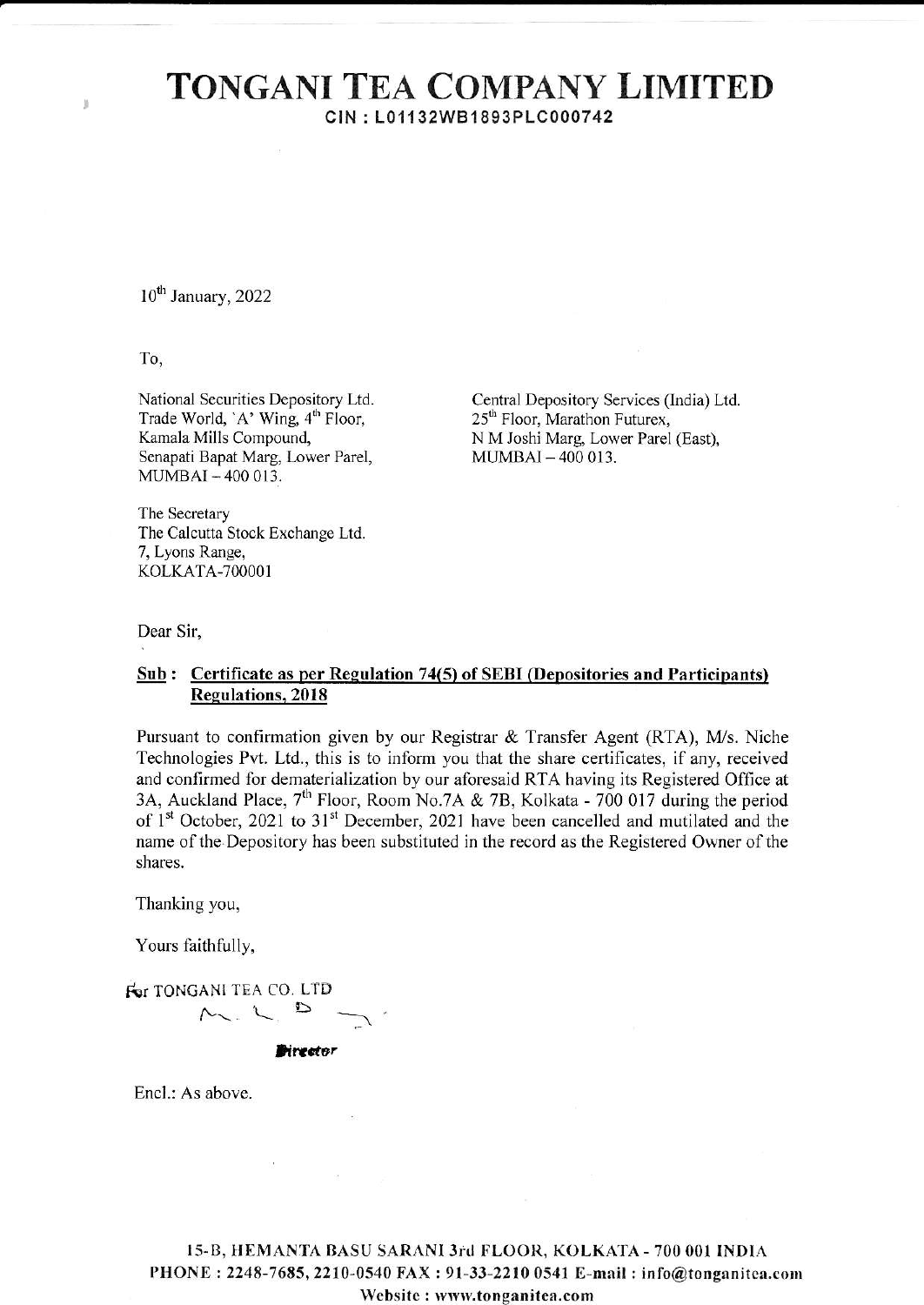# TONGANI TEA COMPANY LIMITED

**CIN : L01132WB1893PLC000742**

10th January, 2022

To,

National Securities Depository Ltd.
Trade World, 'A' Wing, 4th Floor,
Kamala Mills Compound,
Senapati Bapat Marg, Lower Parel,
MUMBAI – 400 013.

Central Depository Services (India) Ltd.
25th Floor, Marathon Futurex,
N M Joshi Marg, Lower Parel (East),
MUMBAI – 400 013.

The Secretary
The Calcutta Stock Exchange Ltd.
7, Lyons Range,
KOLKATA-700001

Dear Sir,

**Sub : Certificate as per Regulation 74(5) of SEBI (Depositories and Participants) Regulations, 2018**

Pursuant to confirmation given by our Registrar & Transfer Agent (RTA), M/s. Niche Technologies Pvt. Ltd., this is to inform you that the share certificates, if any, received and confirmed for dematerialization by our aforesaid RTA having its Registered Office at 3A, Auckland Place, 7th Floor, Room No.7A & 7B, Kolkata - 700 017 during the period of 1st October, 2021 to 31st December, 2021 have been cancelled and mutilated and the name of the Depository has been substituted in the record as the Registered Owner of the shares.

Thanking you,

Yours faithfully,

For TONGANI TEA CO. LTD

Director

Encl.: As above.

15-B, HEMANTA BASU SARANI 3rd FLOOR, KOLKATA - 700 001 INDIA
PHONE : 2248-7685, 2210-0540 FAX : 91-33-2210 0541 E-mail : info@tonganitea.com
Website : www.tonganitea.com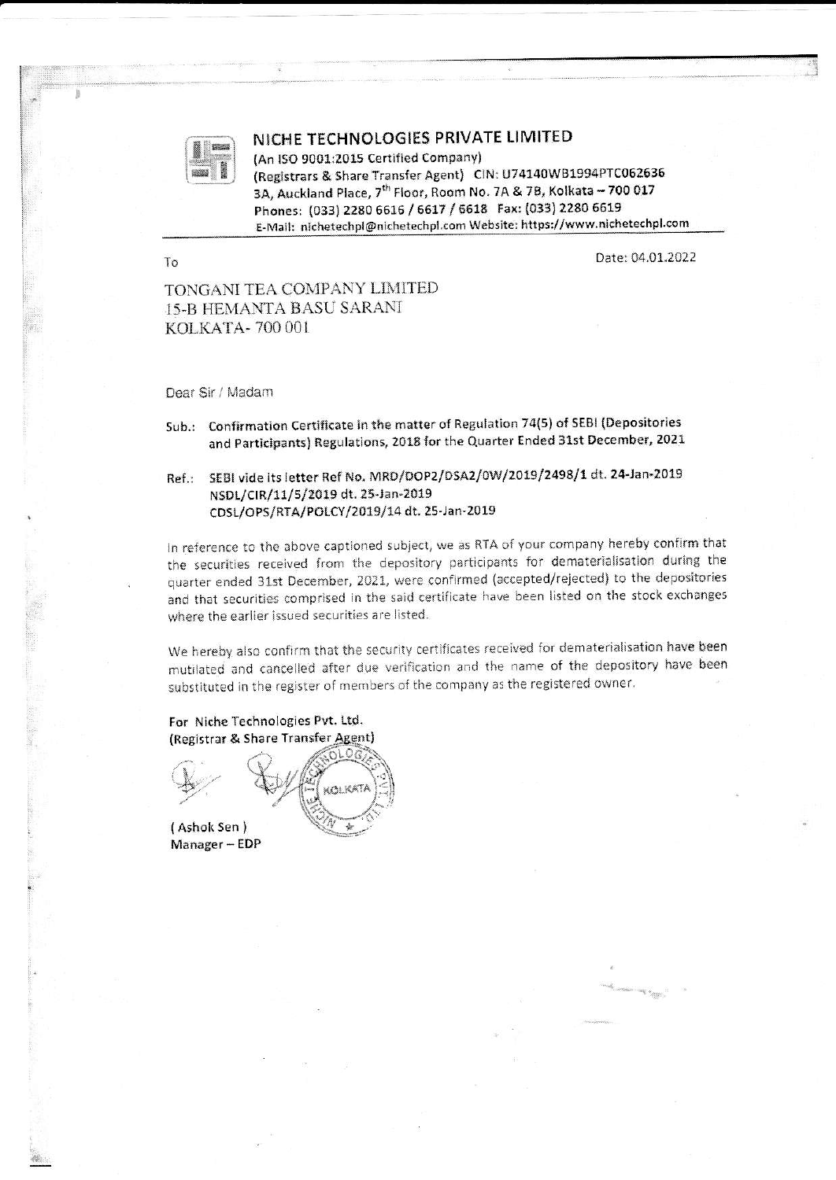# NICHE TECHNOLOGIES PRIVATE LIMITED

(An ISO 9001:2015 Certified Company)
(Registrars & Share Transfer Agent) CIN: U74140WB1994PTC062636
3A, Auckland Place, 7th Floor, Room No. 7A & 7B, Kolkata – 700 017
Phones: (033) 2280 6616 / 6617 / 6618 Fax: (033) 2280 6619
E-Mail: nichetechpl@nichetechpl.com Website: https://www.nichetechpl.com

To

Date: 04.01.2022

TONGANI TEA COMPANY LIMITED
15-B HEMANTA BASU SARANI
KOLKATA- 700 001

Dear Sir / Madam

**Sub.: Confirmation Certificate in the matter of Regulation 74(5) of SEBI (Depositories and Participants) Regulations, 2018 for the Quarter Ended 31st December, 2021**

**Ref.: SEBI vide its letter Ref No. MRD/DOP2/DSA2/OW/2019/2498/1 dt. 24-Jan-2019
NSDL/CIR/11/5/2019 dt. 25-Jan-2019
CDSL/OPS/RTA/POLCY/2019/14 dt. 25-Jan-2019**

In reference to the above captioned subject, we as RTA of your company hereby confirm that the securities received from the depository participants for dematerialisation during the quarter ended 31st December, 2021, were confirmed (accepted/rejected) to the depositories and that securities comprised in the said certificate have been listed on the stock exchanges where the earlier issued securities are listed.

We hereby also confirm that the security certificates received for dematerialisation have been mutilated and cancelled after due verification and the name of the depository have been substituted in the register of members of the company as the registered owner.

**For Niche Technologies Pvt. Ltd.
(Registrar & Share Transfer Agent)**

( Ashok Sen )
Manager – EDP